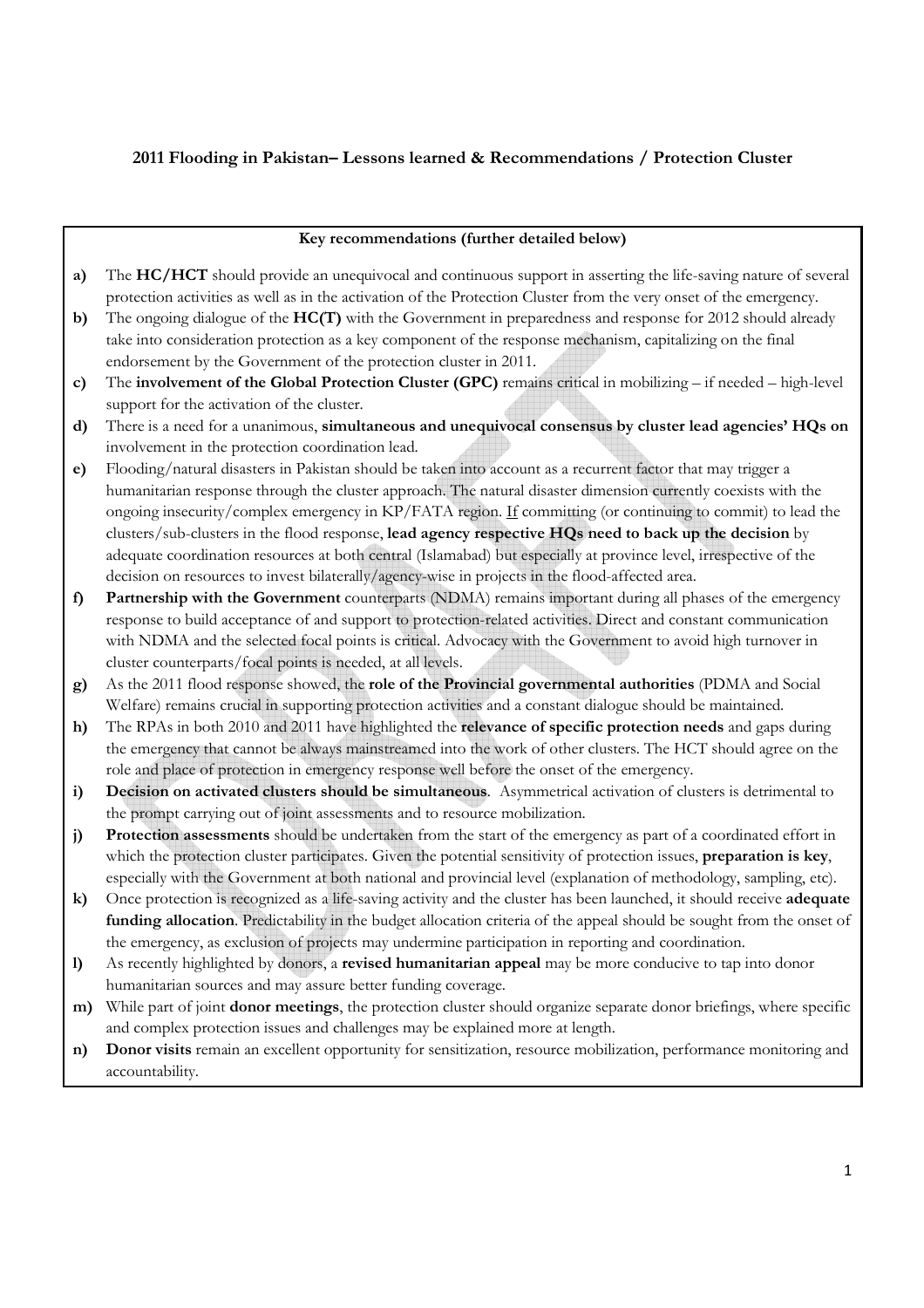# 2011 Flooding in Pakistan– Lessons learned & Recommendations / Protection Cluster

**Key recommendations (further detailed below)**

a) The **HC/HCT** should provide an unequivocal and continuous support in asserting the life-saving nature of several protection activities as well as in the activation of the Protection Cluster from the very onset of the emergency.

b) The ongoing dialogue of the **HC(T)** with the Government in preparedness and response for 2012 should already take into consideration protection as a key component of the response mechanism, capitalizing on the final endorsement by the Government of the protection cluster in 2011.

c) The **involvement of the Global Protection Cluster (GPC)** remains critical in mobilizing – if needed – high-level support for the activation of the cluster.

d) There is a need for a unanimous, **simultaneous and unequivocal consensus by cluster lead agencies' HQs on** involvement in the protection coordination lead.

e) Flooding/natural disasters in Pakistan should be taken into account as a recurrent factor that may trigger a humanitarian response through the cluster approach. The natural disaster dimension currently coexists with the ongoing insecurity/complex emergency in KP/FATA region. If committing (or continuing to commit) to lead the clusters/sub-clusters in the flood response, **lead agency respective HQs need to back up the decision** by adequate coordination resources at both central (Islamabad) but especially at province level, irrespective of the decision on resources to invest bilaterally/agency-wise in projects in the flood-affected area.

f) **Partnership with the Government** counterparts (NDMA) remains important during all phases of the emergency response to build acceptance of and support to protection-related activities. Direct and constant communication with NDMA and the selected focal points is critical. Advocacy with the Government to avoid high turnover in cluster counterparts/focal points is needed, at all levels.

g) As the 2011 flood response showed, the **role of the Provincial governmental authorities** (PDMA and Social Welfare) remains crucial in supporting protection activities and a constant dialogue should be maintained.

h) The RPAs in both 2010 and 2011 have highlighted the **relevance of specific protection needs** and gaps during the emergency that cannot be always mainstreamed into the work of other clusters. The HCT should agree on the role and place of protection in emergency response well before the onset of the emergency.

i) **Decision on activated clusters should be simultaneous**. Asymmetrical activation of clusters is detrimental to the prompt carrying out of joint assessments and to resource mobilization.

j) **Protection assessments** should be undertaken from the start of the emergency as part of a coordinated effort in which the protection cluster participates. Given the potential sensitivity of protection issues, **preparation is key**, especially with the Government at both national and provincial level (explanation of methodology, sampling, etc).

k) Once protection is recognized as a life-saving activity and the cluster has been launched, it should receive **adequate funding allocation**. Predictability in the budget allocation criteria of the appeal should be sought from the onset of the emergency, as exclusion of projects may undermine participation in reporting and coordination.

l) As recently highlighted by donors, a **revised humanitarian appeal** may be more conducive to tap into donor humanitarian sources and may assure better funding coverage.

m) While part of joint **donor meetings**, the protection cluster should organize separate donor briefings, where specific and complex protection issues and challenges may be explained more at length.

n) **Donor visits** remain an excellent opportunity for sensitization, resource mobilization, performance monitoring and accountability.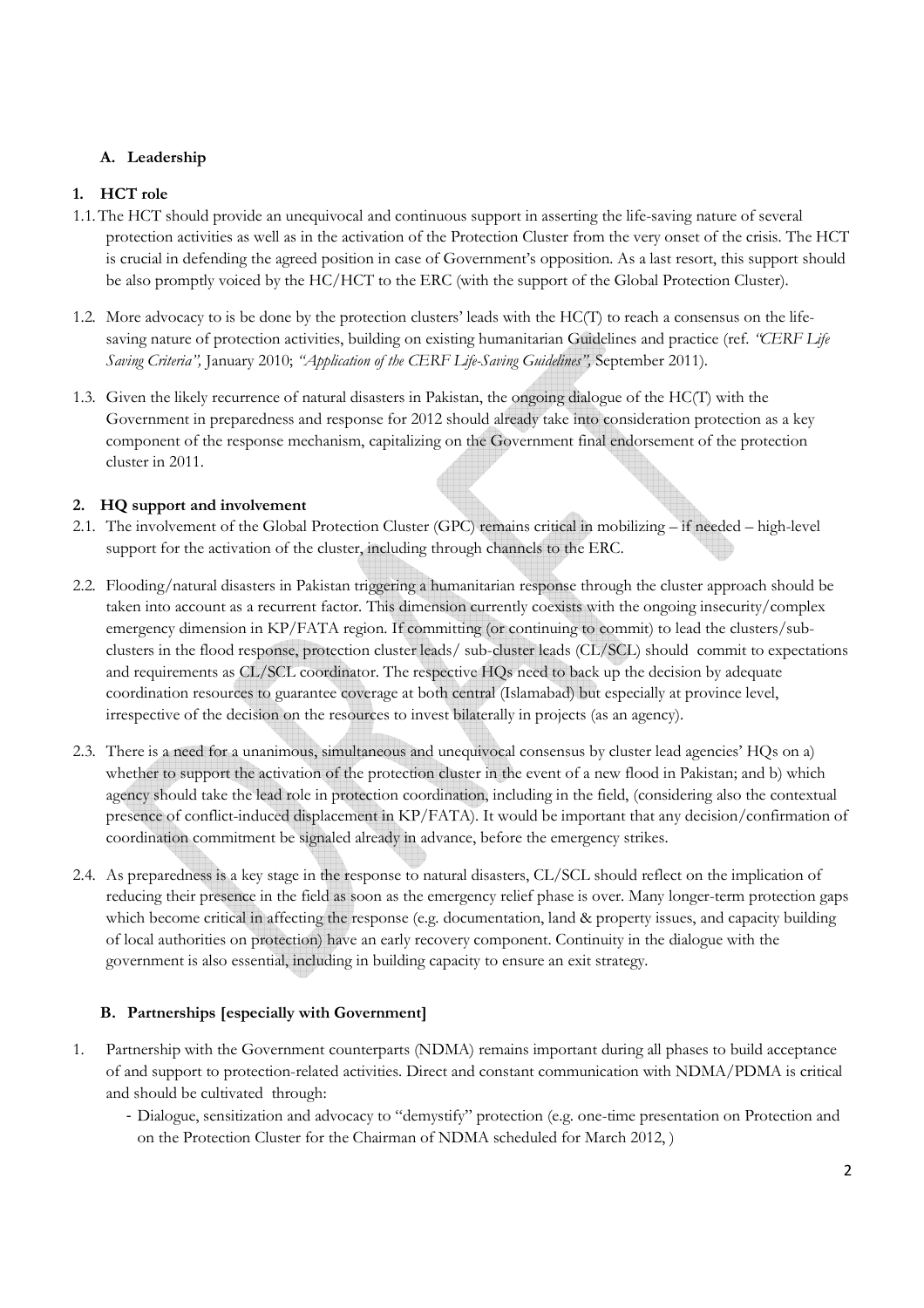### A. Leadership

#### 1. HCT role

1.1. The HCT should provide an unequivocal and continuous support in asserting the life-saving nature of several protection activities as well as in the activation of the Protection Cluster from the very onset of the crisis. The HCT is crucial in defending the agreed position in case of Government's opposition. As a last resort, this support should be also promptly voiced by the HC/HCT to the ERC (with the support of the Global Protection Cluster).

1.2. More advocacy to is be done by the protection clusters' leads with the HC(T) to reach a consensus on the life-saving nature of protection activities, building on existing humanitarian Guidelines and practice (ref. *"CERF Life Saving Criteria",* January 2010; *"Application of the CERF Life-Saving Guidelines",* September 2011).

1.3. Given the likely recurrence of natural disasters in Pakistan, the ongoing dialogue of the HC(T) with the Government in preparedness and response for 2012 should already take into consideration protection as a key component of the response mechanism, capitalizing on the Government final endorsement of the protection cluster in 2011.

#### 2. HQ support and involvement

2.1. The involvement of the Global Protection Cluster (GPC) remains critical in mobilizing – if needed – high-level support for the activation of the cluster, including through channels to the ERC.

2.2. Flooding/natural disasters in Pakistan triggering a humanitarian response through the cluster approach should be taken into account as a recurrent factor. This dimension currently coexists with the ongoing insecurity/complex emergency dimension in KP/FATA region. If committing (or continuing to commit) to lead the clusters/sub-clusters in the flood response, protection cluster leads/ sub-cluster leads (CL/SCL) should commit to expectations and requirements as CL/SCL coordinator. The respective HQs need to back up the decision by adequate coordination resources to guarantee coverage at both central (Islamabad) but especially at province level, irrespective of the decision on the resources to invest bilaterally in projects (as an agency).

2.3. There is a need for a unanimous, simultaneous and unequivocal consensus by cluster lead agencies' HQs on a) whether to support the activation of the protection cluster in the event of a new flood in Pakistan; and b) which agency should take the lead role in protection coordination, including in the field, (considering also the contextual presence of conflict-induced displacement in KP/FATA). It would be important that any decision/confirmation of coordination commitment be signaled already in advance, before the emergency strikes.

2.4. As preparedness is a key stage in the response to natural disasters, CL/SCL should reflect on the implication of reducing their presence in the field as soon as the emergency relief phase is over. Many longer-term protection gaps which become critical in affecting the response (e.g. documentation, land & property issues, and capacity building of local authorities on protection) have an early recovery component. Continuity in the dialogue with the government is also essential, including in building capacity to ensure an exit strategy.

### B. Partnerships [especially with Government]

1. Partnership with the Government counterparts (NDMA) remains important during all phases to build acceptance of and support to protection-related activities. Direct and constant communication with NDMA/PDMA is critical and should be cultivated through:
   - Dialogue, sensitization and advocacy to "demystify" protection (e.g. one-time presentation on Protection and on the Protection Cluster for the Chairman of NDMA scheduled for March 2012, )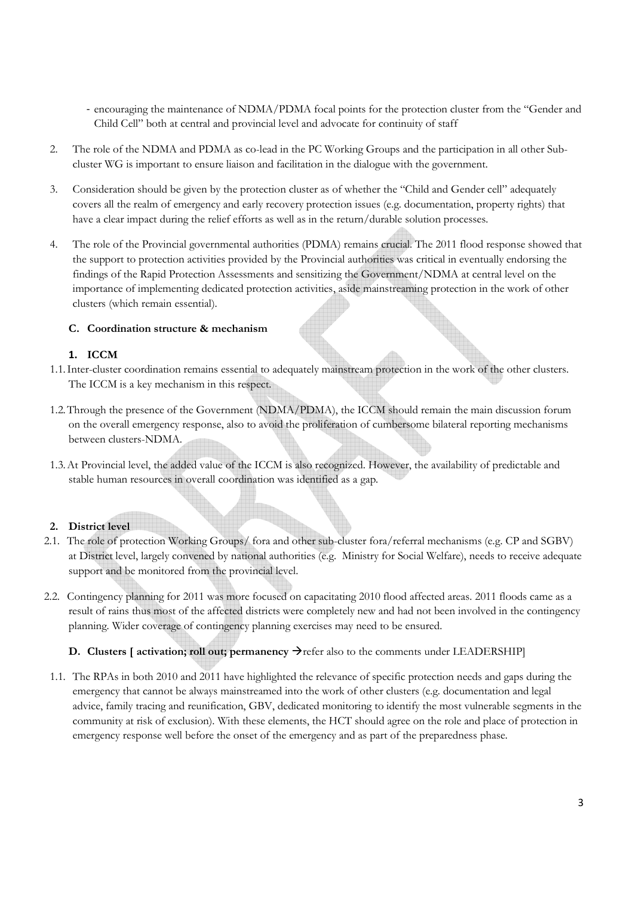- encouraging the maintenance of NDMA/PDMA focal points for the protection cluster from the "Gender and Child Cell" both at central and provincial level and advocate for continuity of staff

2. The role of the NDMA and PDMA as co-lead in the PC Working Groups and the participation in all other Sub-cluster WG is important to ensure liaison and facilitation in the dialogue with the government.

3. Consideration should be given by the protection cluster as of whether the "Child and Gender cell" adequately covers all the realm of emergency and early recovery protection issues (e.g. documentation, property rights) that have a clear impact during the relief efforts as well as in the return/durable solution processes.

4. The role of the Provincial governmental authorities (PDMA) remains crucial. The 2011 flood response showed that the support to protection activities provided by the Provincial authorities was critical in eventually endorsing the findings of the Rapid Protection Assessments and sensitizing the Government/NDMA at central level on the importance of implementing dedicated protection activities, aside mainstreaming protection in the work of other clusters (which remain essential).

### C. Coordination structure & mechanism

#### 1. ICCM

1.1. Inter-cluster coordination remains essential to adequately mainstream protection in the work of the other clusters. The ICCM is a key mechanism in this respect.

1.2. Through the presence of the Government (NDMA/PDMA), the ICCM should remain the main discussion forum on the overall emergency response, also to avoid the proliferation of cumbersome bilateral reporting mechanisms between clusters-NDMA.

1.3. At Provincial level, the added value of the ICCM is also recognized. However, the availability of predictable and stable human resources in overall coordination was identified as a gap.

#### 2. District level

2.1. The role of protection Working Groups/ fora and other sub-cluster fora/referral mechanisms (e.g. CP and SGBV) at District level, largely convened by national authorities (e.g. Ministry for Social Welfare), needs to receive adequate support and be monitored from the provincial level.

2.2. Contingency planning for 2011 was more focused on capacitating 2010 flood affected areas. 2011 floods came as a result of rains thus most of the affected districts were completely new and had not been involved in the contingency planning. Wider coverage of contingency planning exercises may need to be ensured.

### D. Clusters [ activation; roll out; permanency → refer also to the comments under LEADERSHIP]

1.1. The RPAs in both 2010 and 2011 have highlighted the relevance of specific protection needs and gaps during the emergency that cannot be always mainstreamed into the work of other clusters (e.g. documentation and legal advice, family tracing and reunification, GBV, dedicated monitoring to identify the most vulnerable segments in the community at risk of exclusion). With these elements, the HCT should agree on the role and place of protection in emergency response well before the onset of the emergency and as part of the preparedness phase.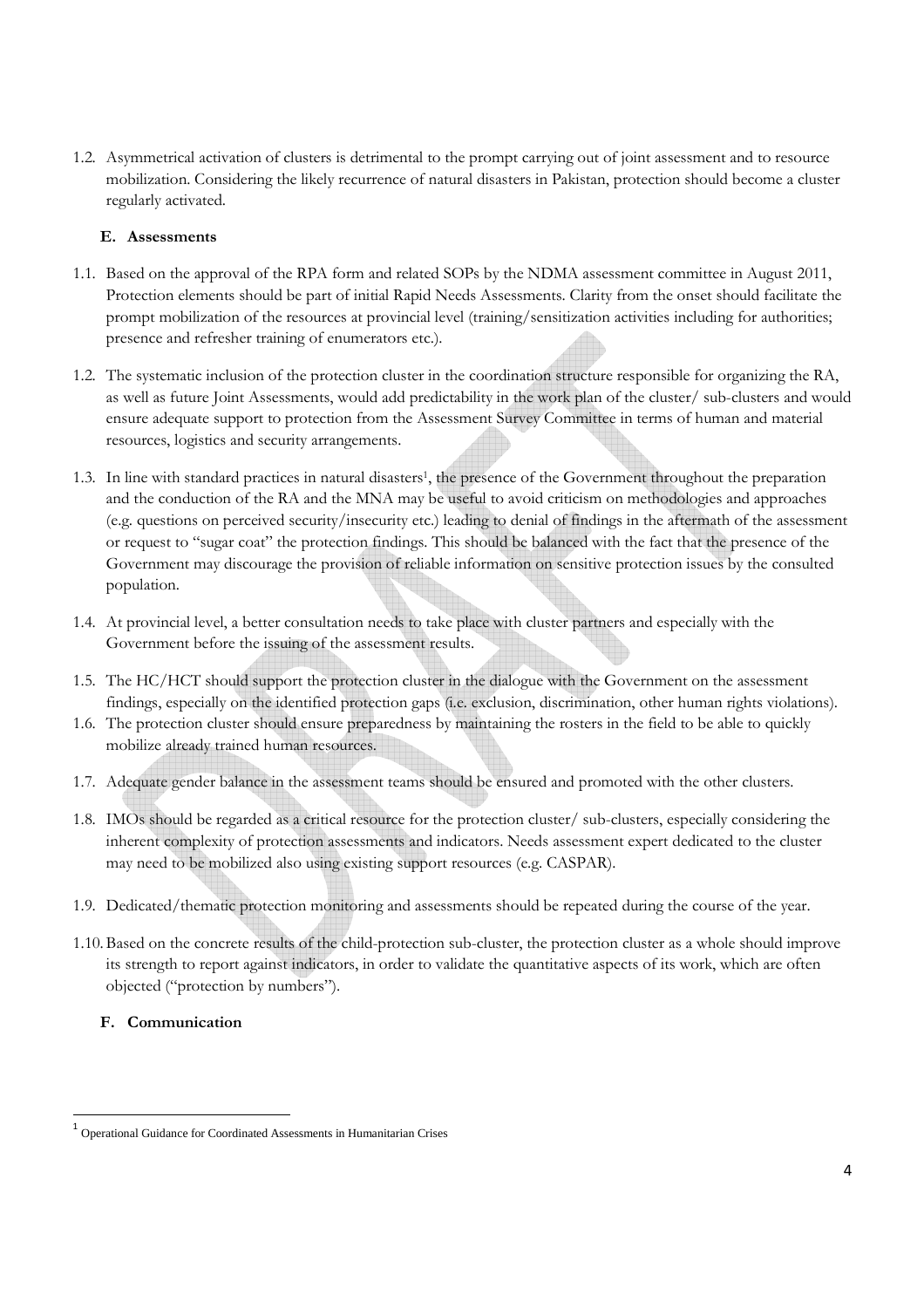1.2. Asymmetrical activation of clusters is detrimental to the prompt carrying out of joint assessment and to resource mobilization. Considering the likely recurrence of natural disasters in Pakistan, protection should become a cluster regularly activated.

### E. Assessments

1.1. Based on the approval of the RPA form and related SOPs by the NDMA assessment committee in August 2011, Protection elements should be part of initial Rapid Needs Assessments. Clarity from the onset should facilitate the prompt mobilization of the resources at provincial level (training/sensitization activities including for authorities; presence and refresher training of enumerators etc.).

1.2. The systematic inclusion of the protection cluster in the coordination structure responsible for organizing the RA, as well as future Joint Assessments, would add predictability in the work plan of the cluster/ sub-clusters and would ensure adequate support to protection from the Assessment Survey Committee in terms of human and material resources, logistics and security arrangements.

1.3. In line with standard practices in natural disasters[1], the presence of the Government throughout the preparation and the conduction of the RA and the MNA may be useful to avoid criticism on methodologies and approaches (e.g. questions on perceived security/insecurity etc.) leading to denial of findings in the aftermath of the assessment or request to "sugar coat" the protection findings. This should be balanced with the fact that the presence of the Government may discourage the provision of reliable information on sensitive protection issues by the consulted population.

1.4. At provincial level, a better consultation needs to take place with cluster partners and especially with the Government before the issuing of the assessment results.

1.5. The HC/HCT should support the protection cluster in the dialogue with the Government on the assessment findings, especially on the identified protection gaps (i.e. exclusion, discrimination, other human rights violations).

1.6. The protection cluster should ensure preparedness by maintaining the rosters in the field to be able to quickly mobilize already trained human resources.

1.7. Adequate gender balance in the assessment teams should be ensured and promoted with the other clusters.

1.8. IMOs should be regarded as a critical resource for the protection cluster/ sub-clusters, especially considering the inherent complexity of protection assessments and indicators. Needs assessment expert dedicated to the cluster may need to be mobilized also using existing support resources (e.g. CASPAR).

1.9. Dedicated/thematic protection monitoring and assessments should be repeated during the course of the year.

1.10. Based on the concrete results of the child-protection sub-cluster, the protection cluster as a whole should improve its strength to report against indicators, in order to validate the quantitative aspects of its work, which are often objected ("protection by numbers").

### F. Communication

---

[1] Operational Guidance for Coordinated Assessments in Humanitarian Crises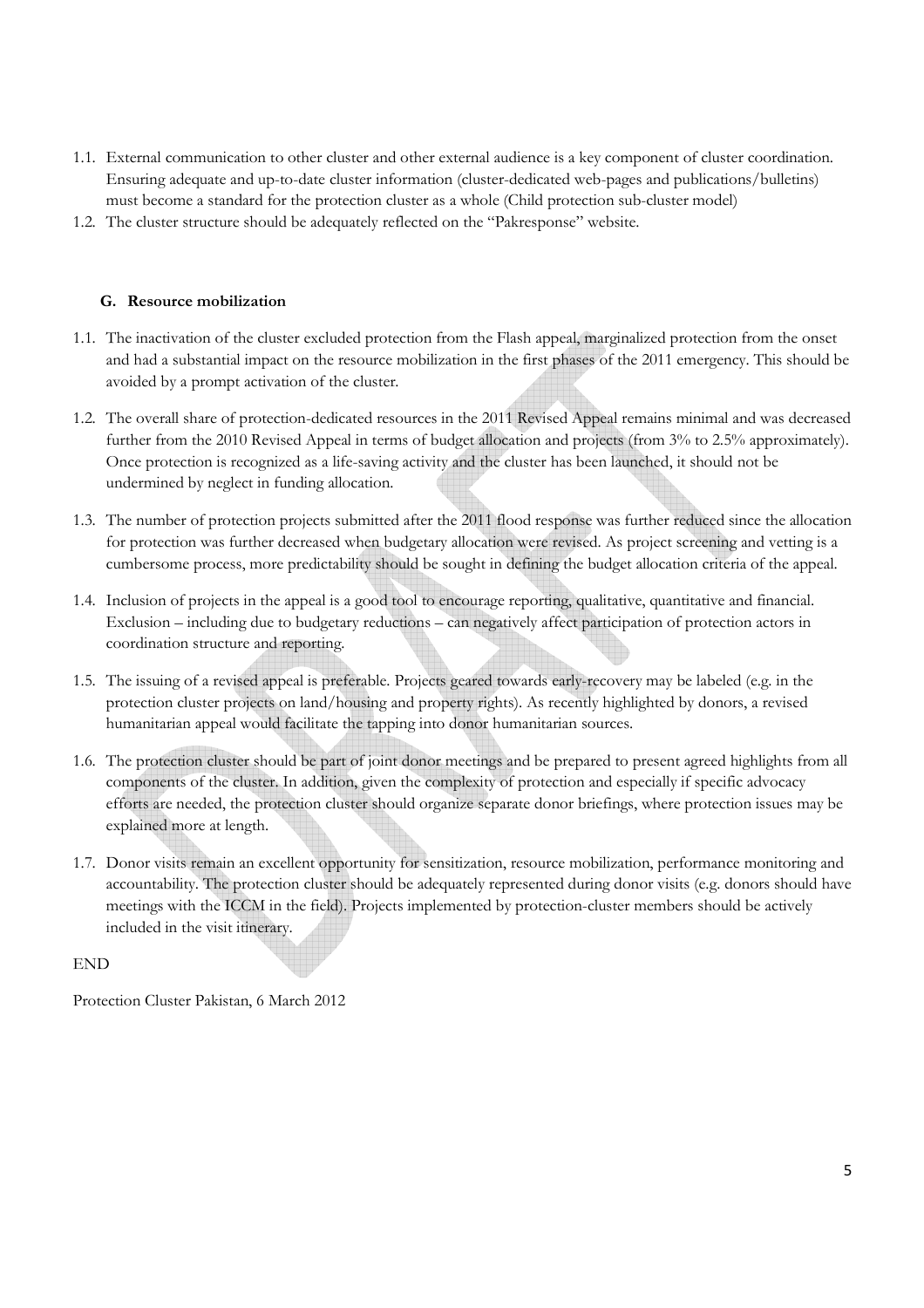1.1. External communication to other cluster and other external audience is a key component of cluster coordination. Ensuring adequate and up-to-date cluster information (cluster-dedicated web-pages and publications/bulletins) must become a standard for the protection cluster as a whole (Child protection sub-cluster model)

1.2. The cluster structure should be adequately reflected on the "Pakresponse" website.

### G. Resource mobilization

1.1. The inactivation of the cluster excluded protection from the Flash appeal, marginalized protection from the onset and had a substantial impact on the resource mobilization in the first phases of the 2011 emergency. This should be avoided by a prompt activation of the cluster.

1.2. The overall share of protection-dedicated resources in the 2011 Revised Appeal remains minimal and was decreased further from the 2010 Revised Appeal in terms of budget allocation and projects (from 3% to 2.5% approximately). Once protection is recognized as a life-saving activity and the cluster has been launched, it should not be undermined by neglect in funding allocation.

1.3. The number of protection projects submitted after the 2011 flood response was further reduced since the allocation for protection was further decreased when budgetary allocation were revised. As project screening and vetting is a cumbersome process, more predictability should be sought in defining the budget allocation criteria of the appeal.

1.4. Inclusion of projects in the appeal is a good tool to encourage reporting, qualitative, quantitative and financial. Exclusion – including due to budgetary reductions – can negatively affect participation of protection actors in coordination structure and reporting.

1.5. The issuing of a revised appeal is preferable. Projects geared towards early-recovery may be labeled (e.g. in the protection cluster projects on land/housing and property rights). As recently highlighted by donors, a revised humanitarian appeal would facilitate the tapping into donor humanitarian sources.

1.6. The protection cluster should be part of joint donor meetings and be prepared to present agreed highlights from all components of the cluster. In addition, given the complexity of protection and especially if specific advocacy efforts are needed, the protection cluster should organize separate donor briefings, where protection issues may be explained more at length.

1.7. Donor visits remain an excellent opportunity for sensitization, resource mobilization, performance monitoring and accountability. The protection cluster should be adequately represented during donor visits (e.g. donors should have meetings with the ICCM in the field). Projects implemented by protection-cluster members should be actively included in the visit itinerary.

END

Protection Cluster Pakistan, 6 March 2012